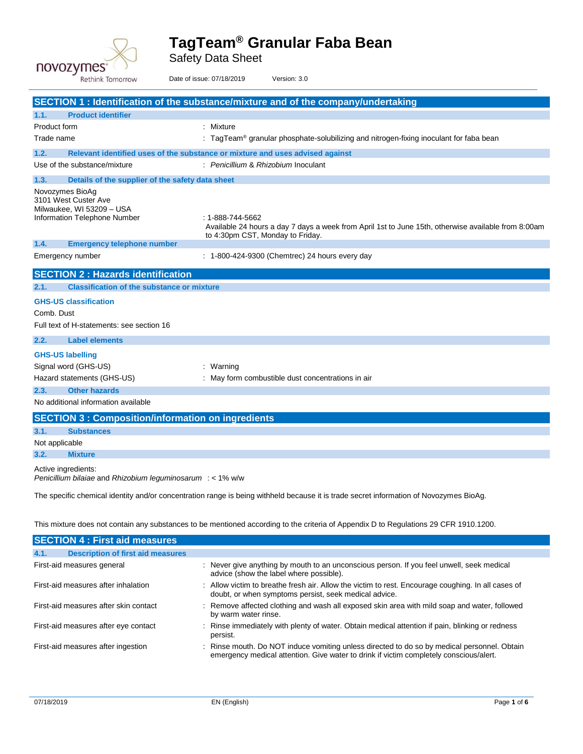# TagTeam® Granular Faba Bean

Safety Data Sheet

Date of issue: 07/18/2019 Version: 3.0

## SECTION 1 : Identification of the substance/mixture and of the company/undertaking

### 1.1. Product identifier

Product form : Mixture

Trade name : TagTeam® granular phosphate-solubilizing and nitrogen-fixing inoculant for faba bean

### 1.2. Relevant identified uses of the substance or mixture and uses advised against

Use of the substance/mixture : *Penicillium* & *Rhizobium* Inoculant

### 1.3. Details of the supplier of the safety data sheet

Novozymes BioAg
3101 West Custer Ave
Milwaukee, WI 53209 – USA

Information Telephone Number : 1-888-744-5662
Available 24 hours a day 7 days a week from April 1st to June 15th, otherwise available from 8:00am to 4:30pm CST, Monday to Friday.

### 1.4. Emergency telephone number

Emergency number : 1-800-424-9300 (Chemtrec) 24 hours every day

## SECTION 2 : Hazards identification

### 2.1. Classification of the substance or mixture

**GHS-US classification**

Comb. Dust

Full text of H-statements: see section 16

### 2.2. Label elements

**GHS-US labelling**

Signal word (GHS-US) : Warning

Hazard statements (GHS-US) : May form combustible dust concentrations in air

### 2.3. Other hazards

No additional information available

## SECTION 3 : Composition/information on ingredients

### 3.1. Substances

Not applicable

### 3.2. Mixture

Active ingredients:
*Penicillium bilaiae* and *Rhizobium leguminosarum* : < 1% w/w

The specific chemical identity and/or concentration range is being withheld because it is trade secret information of Novozymes BioAg.

This mixture does not contain any substances to be mentioned according to the criteria of Appendix D to Regulations 29 CFR 1910.1200.

## SECTION 4 : First aid measures

### 4.1. Description of first aid measures

First-aid measures general : Never give anything by mouth to an unconscious person. If you feel unwell, seek medical advice (show the label where possible).

First-aid measures after inhalation : Allow victim to breathe fresh air. Allow the victim to rest. Encourage coughing. In all cases of doubt, or when symptoms persist, seek medical advice.

First-aid measures after skin contact : Remove affected clothing and wash all exposed skin area with mild soap and water, followed by warm water rinse.

First-aid measures after eye contact : Rinse immediately with plenty of water. Obtain medical attention if pain, blinking or redness persist.

First-aid measures after ingestion : Rinse mouth. Do NOT induce vomiting unless directed to do so by medical personnel. Obtain emergency medical attention. Give water to drink if victim completely conscious/alert.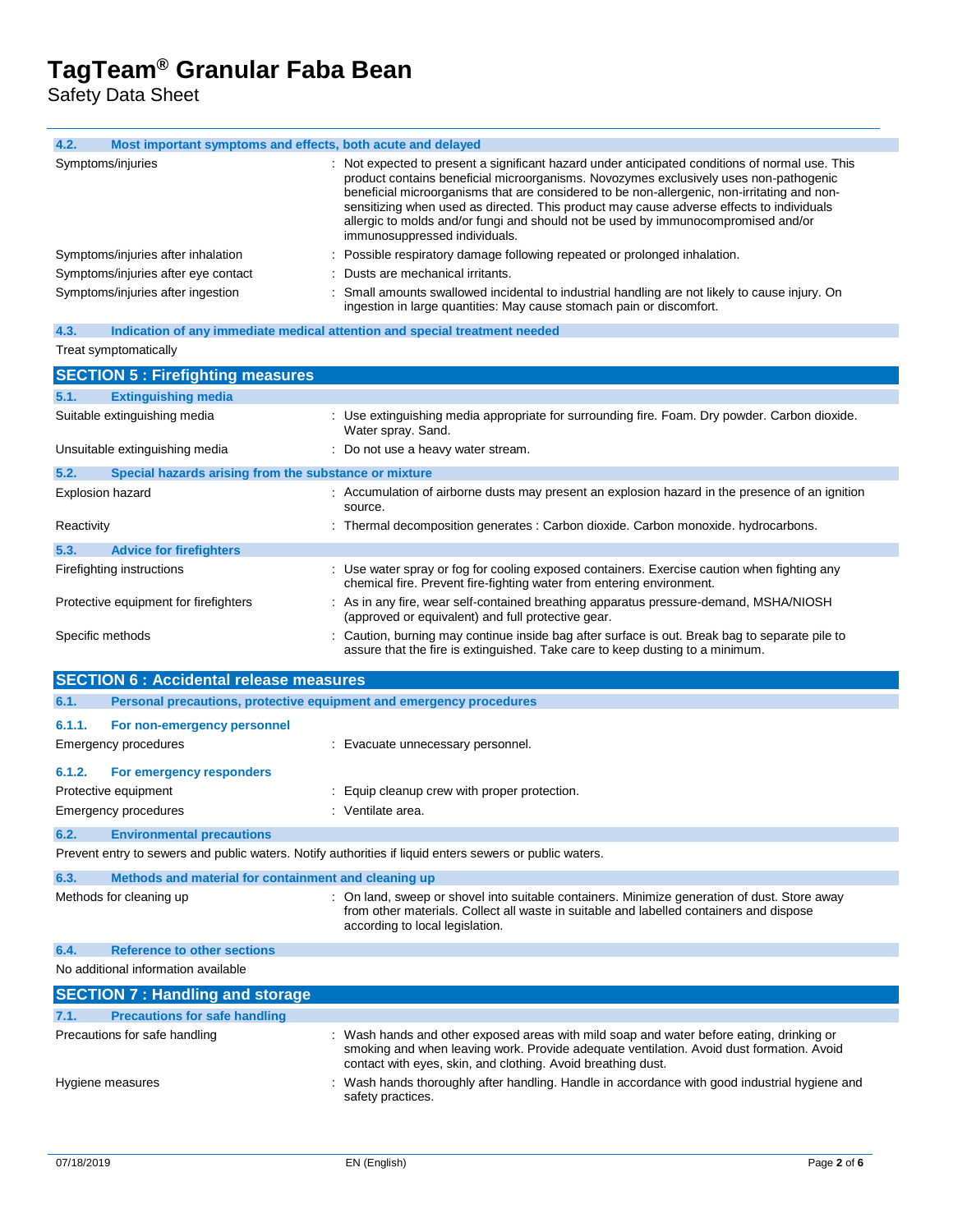### 4.2. Most important symptoms and effects, both acute and delayed

| | |
|---|---|
| Symptoms/injuries | : Not expected to present a significant hazard under anticipated conditions of normal use. This product contains beneficial microorganisms. Novozymes exclusively uses non-pathogenic beneficial microorganisms that are considered to be non-allergenic, non-irritating and non-sensitizing when used as directed. This product may cause adverse effects to individuals allergic to molds and/or fungi and should not be used by immunocompromised and/or immunosuppressed individuals. |
| Symptoms/injuries after inhalation | : Possible respiratory damage following repeated or prolonged inhalation. |
| Symptoms/injuries after eye contact | : Dusts are mechanical irritants. |
| Symptoms/injuries after ingestion | : Small amounts swallowed incidental to industrial handling are not likely to cause injury. On ingestion in large quantities: May cause stomach pain or discomfort. |

### 4.3. Indication of any immediate medical attention and special treatment needed

Treat symptomatically

## SECTION 5 : Firefighting measures

### 5.1. Extinguishing media

| | |
|---|---|
| Suitable extinguishing media | : Use extinguishing media appropriate for surrounding fire. Foam. Dry powder. Carbon dioxide. Water spray. Sand. |
| Unsuitable extinguishing media | : Do not use a heavy water stream. |

### 5.2. Special hazards arising from the substance or mixture

| | |
|---|---|
| Explosion hazard | : Accumulation of airborne dusts may present an explosion hazard in the presence of an ignition source. |
| Reactivity | : Thermal decomposition generates : Carbon dioxide. Carbon monoxide. hydrocarbons. |

### 5.3. Advice for firefighters

| | |
|---|---|
| Firefighting instructions | : Use water spray or fog for cooling exposed containers. Exercise caution when fighting any chemical fire. Prevent fire-fighting water from entering environment. |
| Protective equipment for firefighters | : As in any fire, wear self-contained breathing apparatus pressure-demand, MSHA/NIOSH (approved or equivalent) and full protective gear. |
| Specific methods | : Caution, burning may continue inside bag after surface is out. Break bag to separate pile to assure that the fire is extinguished. Take care to keep dusting to a minimum. |

## SECTION 6 : Accidental release measures

### 6.1. Personal precautions, protective equipment and emergency procedures

#### 6.1.1. For non-emergency personnel

| | |
|---|---|
| Emergency procedures | : Evacuate unnecessary personnel. |

#### 6.1.2. For emergency responders

| | |
|---|---|
| Protective equipment | : Equip cleanup crew with proper protection. |
| Emergency procedures | : Ventilate area. |

### 6.2. Environmental precautions

Prevent entry to sewers and public waters. Notify authorities if liquid enters sewers or public waters.

### 6.3. Methods and material for containment and cleaning up

| | |
|---|---|
| Methods for cleaning up | : On land, sweep or shovel into suitable containers. Minimize generation of dust. Store away from other materials. Collect all waste in suitable and labelled containers and dispose according to local legislation. |

### 6.4. Reference to other sections

No additional information available

## SECTION 7 : Handling and storage

### 7.1. Precautions for safe handling

| | |
|---|---|
| Precautions for safe handling | : Wash hands and other exposed areas with mild soap and water before eating, drinking or smoking and when leaving work. Provide adequate ventilation. Avoid dust formation. Avoid contact with eyes, skin, and clothing. Avoid breathing dust. |
| Hygiene measures | : Wash hands thoroughly after handling. Handle in accordance with good industrial hygiene and safety practices. |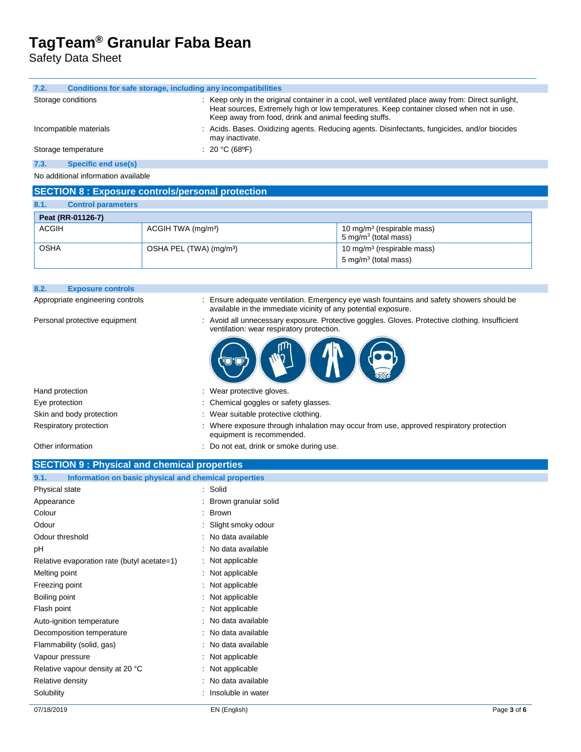### 7.2. Conditions for safe storage, including any incompatibilities

| | |
|---|---|
| Storage conditions | : Keep only in the original container in a cool, well ventilated place away from: Direct sunlight, Heat sources, Extremely high or low temperatures. Keep container closed when not in use. Keep away from food, drink and animal feeding stuffs. |
| Incompatible materials | : Acids. Bases. Oxidizing agents. Reducing agents. Disinfectants, fungicides, and/or biocides may inactivate. |
| Storage temperature | : 20 °C (68ºF) |

### 7.3. Specific end use(s)

No additional information available

## SECTION 8 : Exposure controls/personal protection

### 8.1. Control parameters

| Peat (RR-01126-7) | | |
|---|---|---|
| ACGIH | ACGIH TWA (mg/m³) | 10 mg/m³ (respirable mass)<br>5 mg/m³ (total mass) |
| OSHA | OSHA PEL (TWA) (mg/m³) | 10 mg/m³ (respirable mass)<br>5 mg/m³ (total mass) |

### 8.2. Exposure controls

| | |
|---|---|
| Appropriate engineering controls | : Ensure adequate ventilation. Emergency eye wash fountains and safety showers should be available in the immediate vicinity of any potential exposure. |
| Personal protective equipment | : Avoid all unnecessary exposure. Protective goggles. Gloves. Protective clothing. Insufficient ventilation: wear respiratory protection. |
| Hand protection | : Wear protective gloves. |
| Eye protection | : Chemical goggles or safety glasses. |
| Skin and body protection | : Wear suitable protective clothing. |
| Respiratory protection | : Where exposure through inhalation may occur from use, approved respiratory protection equipment is recommended. |
| Other information | : Do not eat, drink or smoke during use. |

## SECTION 9 : Physical and chemical properties

### 9.1. Information on basic physical and chemical properties

| | |
|---|---|
| Physical state | : Solid |
| Appearance | : Brown granular solid |
| Colour | : Brown |
| Odour | : Slight smoky odour |
| Odour threshold | : No data available |
| pH | : No data available |
| Relative evaporation rate (butyl acetate=1) | : Not applicable |
| Melting point | : Not applicable |
| Freezing point | : Not applicable |
| Boiling point | : Not applicable |
| Flash point | : Not applicable |
| Auto-ignition temperature | : No data available |
| Decomposition temperature | : No data available |
| Flammability (solid, gas) | : No data available |
| Vapour pressure | : Not applicable |
| Relative vapour density at 20 °C | : Not applicable |
| Relative density | : No data available |
| Solubility | : Insoluble in water |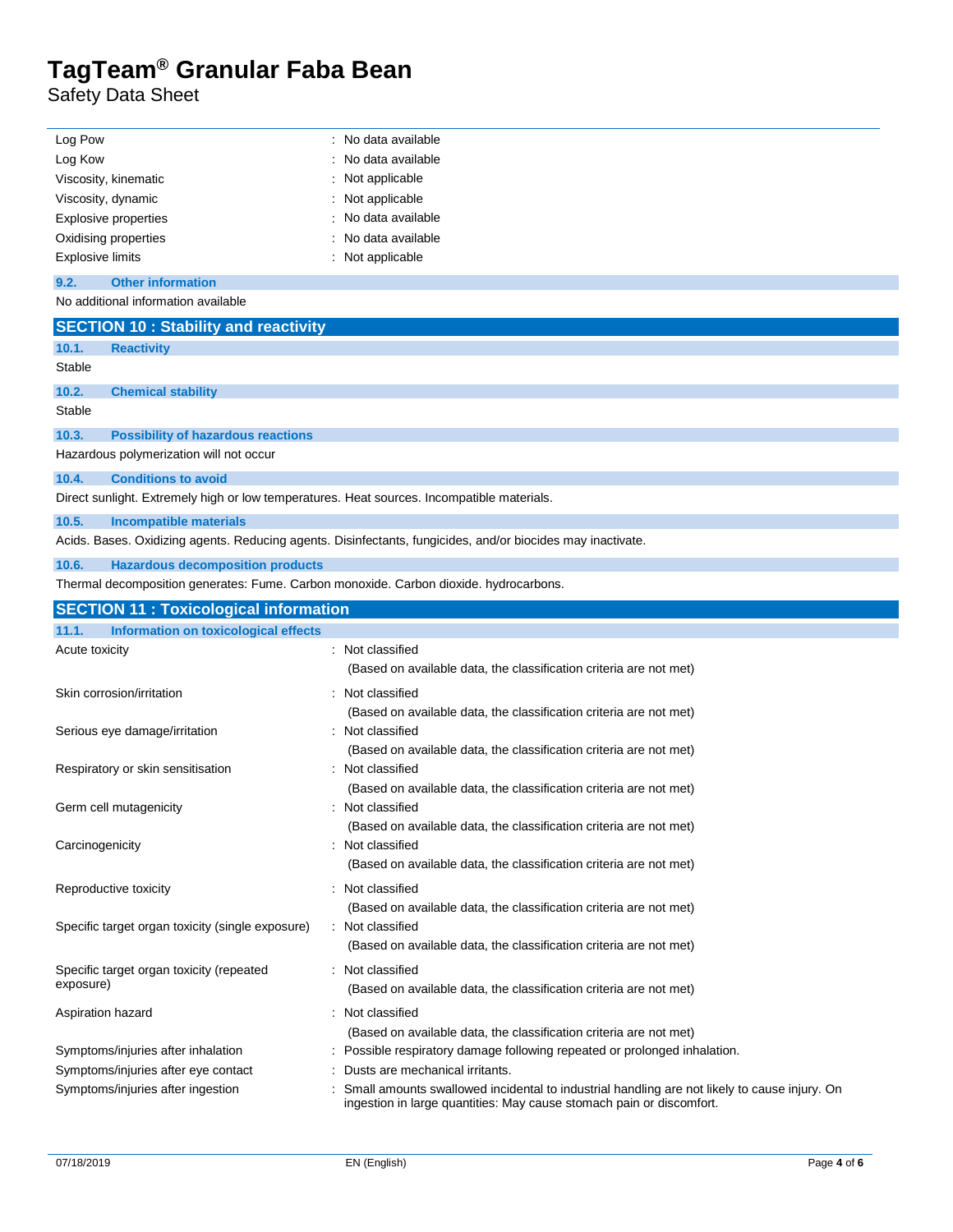| | |
|---|---|
| Log Pow | : No data available |
| Log Kow | : No data available |
| Viscosity, kinematic | : Not applicable |
| Viscosity, dynamic | : Not applicable |
| Explosive properties | : No data available |
| Oxidising properties | : No data available |
| Explosive limits | : Not applicable |

### 9.2. Other information

No additional information available

## SECTION 10 : Stability and reactivity

### 10.1. Reactivity

Stable

### 10.2. Chemical stability

Stable

### 10.3. Possibility of hazardous reactions

Hazardous polymerization will not occur

### 10.4. Conditions to avoid

Direct sunlight. Extremely high or low temperatures. Heat sources. Incompatible materials.

### 10.5. Incompatible materials

Acids. Bases. Oxidizing agents. Reducing agents. Disinfectants, fungicides, and/or biocides may inactivate.

### 10.6. Hazardous decomposition products

Thermal decomposition generates: Fume. Carbon monoxide. Carbon dioxide. hydrocarbons.

## SECTION 11 : Toxicological information

### 11.1. Information on toxicological effects

| | |
|---|---|
| Acute toxicity | : Not classified<br>(Based on available data, the classification criteria are not met) |
| Skin corrosion/irritation | : Not classified<br>(Based on available data, the classification criteria are not met) |
| Serious eye damage/irritation | : Not classified<br>(Based on available data, the classification criteria are not met) |
| Respiratory or skin sensitisation | : Not classified<br>(Based on available data, the classification criteria are not met) |
| Germ cell mutagenicity | : Not classified<br>(Based on available data, the classification criteria are not met) |
| Carcinogenicity | : Not classified<br>(Based on available data, the classification criteria are not met) |
| Reproductive toxicity | : Not classified<br>(Based on available data, the classification criteria are not met) |
| Specific target organ toxicity (single exposure) | : Not classified<br>(Based on available data, the classification criteria are not met) |
| Specific target organ toxicity (repeated exposure) | : Not classified<br>(Based on available data, the classification criteria are not met) |
| Aspiration hazard | : Not classified<br>(Based on available data, the classification criteria are not met) |
| Symptoms/injuries after inhalation | : Possible respiratory damage following repeated or prolonged inhalation. |
| Symptoms/injuries after eye contact | : Dusts are mechanical irritants. |
| Symptoms/injuries after ingestion | : Small amounts swallowed incidental to industrial handling are not likely to cause injury. On ingestion in large quantities: May cause stomach pain or discomfort. |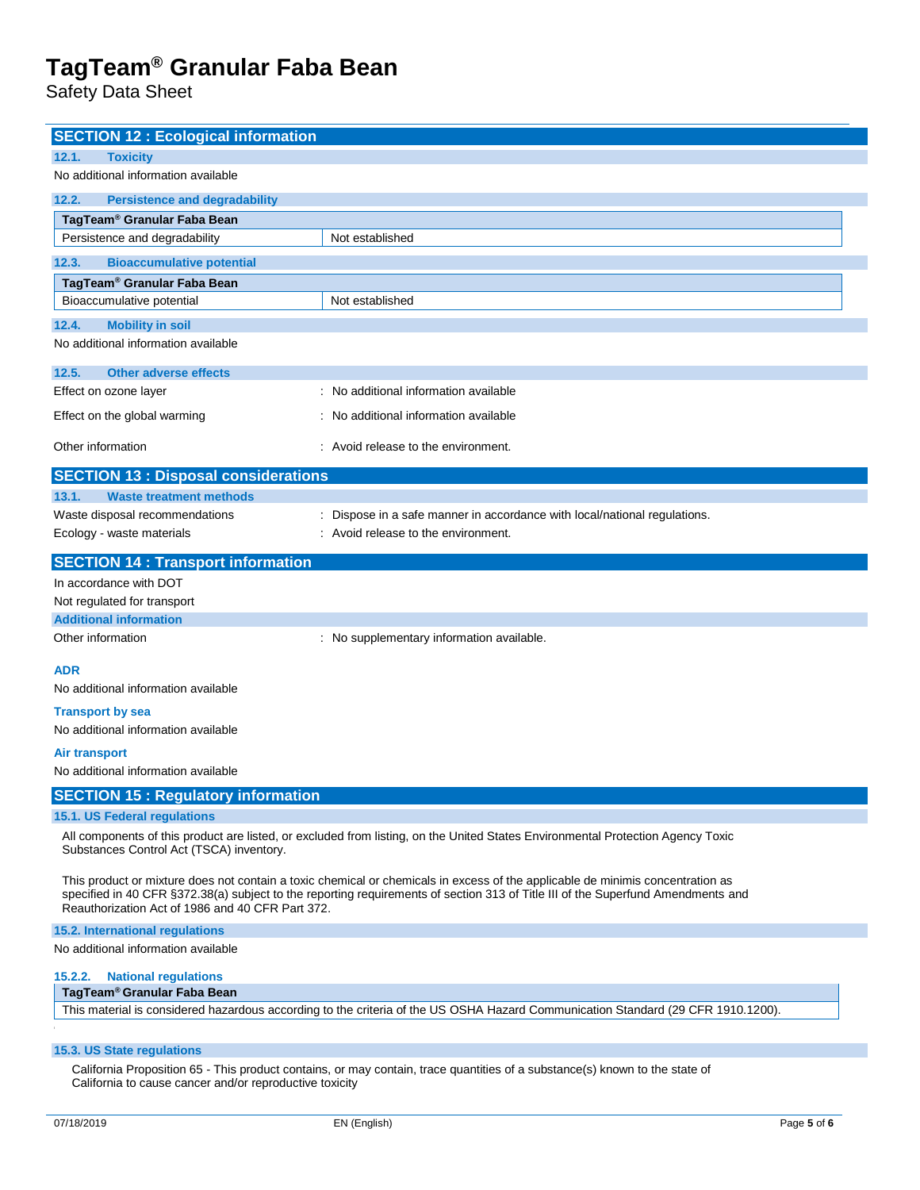## SECTION 12 : Ecological information

### 12.1. Toxicity

No additional information available

### 12.2. Persistence and degradability

| TagTeam® Granular Faba Bean | |
|---|---|
| Persistence and degradability | Not established |

### 12.3. Bioaccumulative potential

| TagTeam® Granular Faba Bean | |
|---|---|
| Bioaccumulative potential | Not established |

### 12.4. Mobility in soil

No additional information available

### 12.5. Other adverse effects

Effect on ozone layer : No additional information available

Effect on the global warming : No additional information available

Other information : Avoid release to the environment.

## SECTION 13 : Disposal considerations

### 13.1. Waste treatment methods

Waste disposal recommendations : Dispose in a safe manner in accordance with local/national regulations.

Ecology - waste materials : Avoid release to the environment.

## SECTION 14 : Transport information

In accordance with DOT

Not regulated for transport

### Additional information

Other information : No supplementary information available.

**ADR**

No additional information available

**Transport by sea**

No additional information available

**Air transport**

No additional information available

## SECTION 15 : Regulatory information

### 15.1. US Federal regulations

All components of this product are listed, or excluded from listing, on the United States Environmental Protection Agency Toxic Substances Control Act (TSCA) inventory.

This product or mixture does not contain a toxic chemical or chemicals in excess of the applicable de minimis concentration as specified in 40 CFR §372.38(a) subject to the reporting requirements of section 313 of Title III of the Superfund Amendments and Reauthorization Act of 1986 and 40 CFR Part 372.

### 15.2. International regulations

No additional information available

### 15.2.2. National regulations

| TagTeam® Granular Faba Bean |
|---|
| This material is considered hazardous according to the criteria of the US OSHA Hazard Communication Standard (29 CFR 1910.1200). |

### 15.3. US State regulations

California Proposition 65 - This product contains, or may contain, trace quantities of a substance(s) known to the state of California to cause cancer and/or reproductive toxicity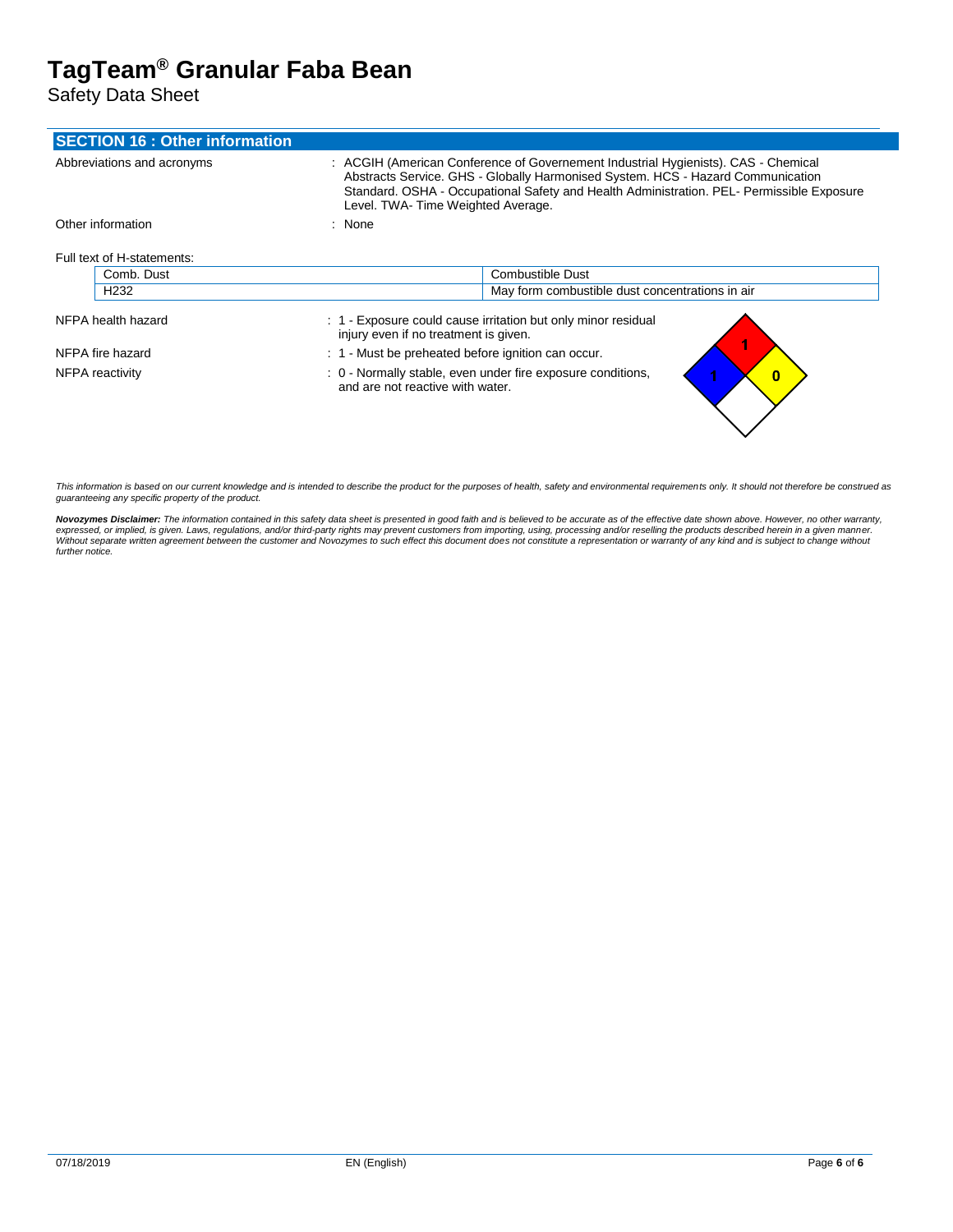## SECTION 16 : Other information

Abbreviations and acronyms : ACGIH (American Conference of Governement Industrial Hygienists). CAS - Chemical Abstracts Service. GHS - Globally Harmonised System. HCS - Hazard Communication Standard. OSHA - Occupational Safety and Health Administration. PEL- Permissible Exposure Level. TWA- Time Weighted Average.

Other information : None

Full text of H-statements:

| | |
|---|---|
| Comb. Dust | Combustible Dust |
| H232 | May form combustible dust concentrations in air |

NFPA health hazard : 1 - Exposure could cause irritation but only minor residual injury even if no treatment is given.

NFPA fire hazard : 1 - Must be preheated before ignition can occur.

NFPA reactivity : 0 - Normally stable, even under fire exposure conditions, and are not reactive with water.

1

1

0

*This information is based on our current knowledge and is intended to describe the product for the purposes of health, safety and environmental requirements only. It should not therefore be construed as guaranteeing any specific property of the product.*

***Novozymes Disclaimer:*** *The information contained in this safety data sheet is presented in good faith and is believed to be accurate as of the effective date shown above. However, no other warranty, expressed, or implied, is given. Laws, regulations, and/or third-party rights may prevent customers from importing, using, processing and/or reselling the products described herein in a given manner. Without separate written agreement between the customer and Novozymes to such effect this document does not constitute a representation or warranty of any kind and is subject to change without further notice.*